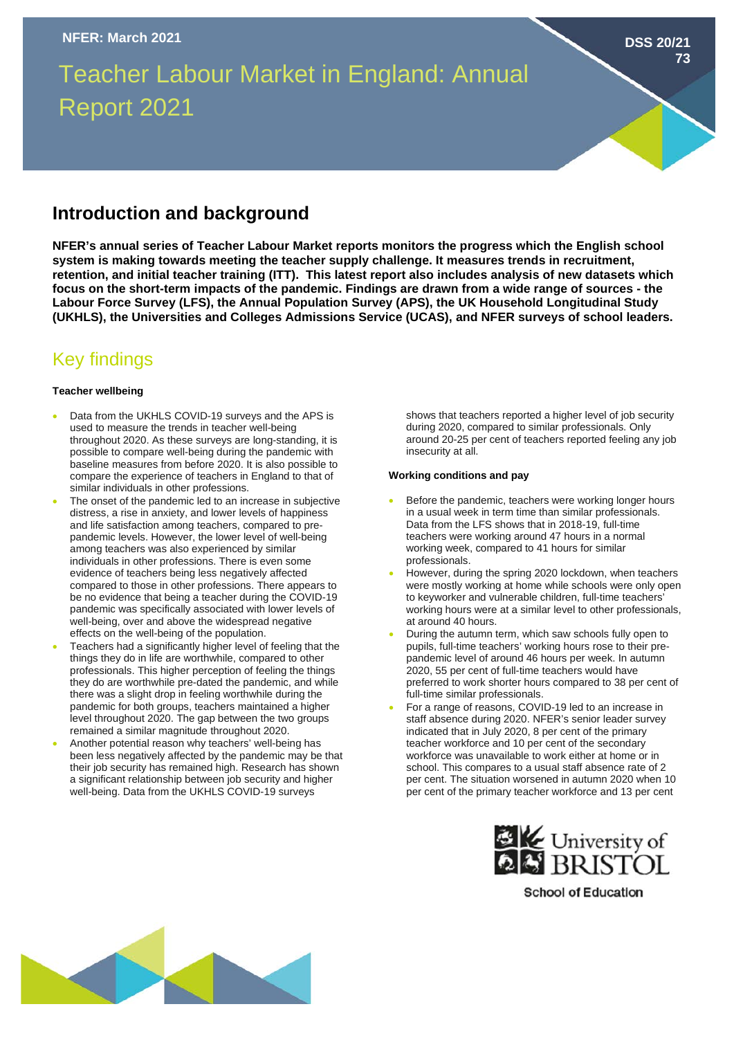NFER: March 2021

DSS 20/21 73

# Teacher Labour Market in England: Annual Report 2021

## Introduction and background

**NFER's annual series of Teacher Labour Market reports monitors the progress which the English school system is making towards meeting the teacher supply challenge. It measures trends in recruitment, retention, and initial teacher training (ITT). This latest report also includes analysis of new datasets which focus on the short-term impacts of the pandemic. Findings are drawn from a wide range of sources - the Labour Force Survey (LFS), the Annual Population Survey (APS), the UK Household Longitudinal Study (UKHLS), the Universities and Colleges Admissions Service (UCAS), and NFER surveys of school leaders.**

## Key findings

#### Teacher wellbeing

- Data from the UKHLS COVID-19 surveys and the APS is used to measure the trends in teacher well-being throughout 2020. As these surveys are long-standing, it is possible to compare well-being during the pandemic with baseline measures from before 2020. It is also possible to compare the experience of teachers in England to that of similar individuals in other professions.
- The onset of the pandemic led to an increase in subjective distress, a rise in anxiety, and lower levels of happiness and life satisfaction among teachers, compared to pre-pandemic levels. However, the lower level of well-being among teachers was also experienced by similar individuals in other professions. There is even some evidence of teachers being less negatively affected compared to those in other professions. There appears to be no evidence that being a teacher during the COVID-19 pandemic was specifically associated with lower levels of well-being, over and above the widespread negative effects on the well-being of the population.
- Teachers had a significantly higher level of feeling that the things they do in life are worthwhile, compared to other professionals. This higher perception of feeling the things they do are worthwhile pre-dated the pandemic, and while there was a slight drop in feeling worthwhile during the pandemic for both groups, teachers maintained a higher level throughout 2020. The gap between the two groups remained a similar magnitude throughout 2020.
- Another potential reason why teachers' well-being has been less negatively affected by the pandemic may be that their job security has remained high. Research has shown a significant relationship between job security and higher well-being. Data from the UKHLS COVID-19 surveys shows that teachers reported a higher level of job security during 2020, compared to similar professionals. Only around 20-25 per cent of teachers reported feeling any job insecurity at all.

#### Working conditions and pay

- Before the pandemic, teachers were working longer hours in a usual week in term time than similar professionals. Data from the LFS shows that in 2018-19, full-time teachers were working around 47 hours in a normal working week, compared to 41 hours for similar professionals.
- However, during the spring 2020 lockdown, when teachers were mostly working at home while schools were only open to keyworker and vulnerable children, full-time teachers' working hours were at a similar level to other professionals, at around 40 hours.
- During the autumn term, which saw schools fully open to pupils, full-time teachers' working hours rose to their pre-pandemic level of around 46 hours per week. In autumn 2020, 55 per cent of full-time teachers would have preferred to work shorter hours compared to 38 per cent of full-time similar professionals.
- For a range of reasons, COVID-19 led to an increase in staff absence during 2020. NFER's senior leader survey indicated that in July 2020, 8 per cent of the primary teacher workforce and 10 per cent of the secondary workforce was unavailable to work either at home or in school. This compares to a usual staff absence rate of 2 per cent. The situation worsened in autumn 2020 when 10 per cent of the primary teacher workforce and 13 per cent

University of BRISTOL School of Education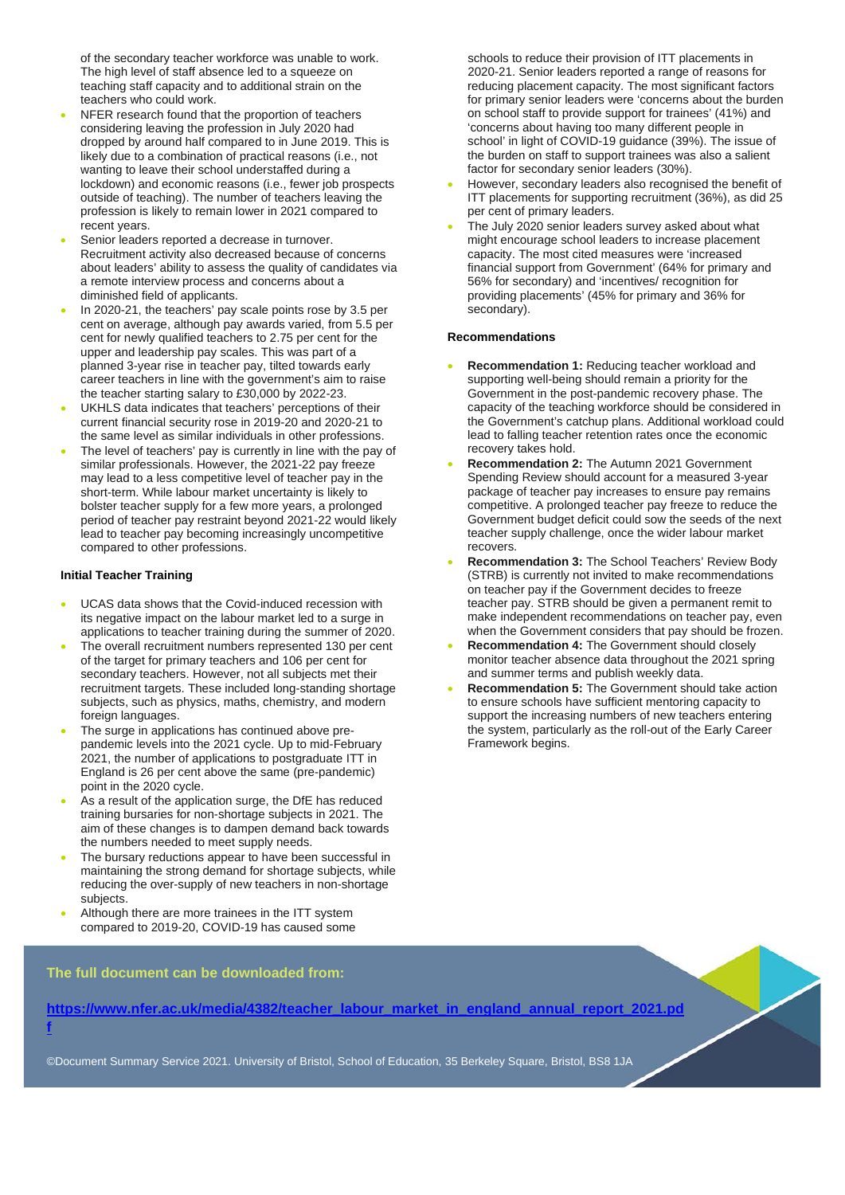of the secondary teacher workforce was unable to work. The high level of staff absence led to a squeeze on teaching staff capacity and to additional strain on the teachers who could work.

- NFER research found that the proportion of teachers considering leaving the profession in July 2020 had dropped by around half compared to in June 2019. This is likely due to a combination of practical reasons (i.e., not wanting to leave their school understaffed during a lockdown) and economic reasons (i.e., fewer job prospects outside of teaching). The number of teachers leaving the profession is likely to remain lower in 2021 compared to recent years.
- Senior leaders reported a decrease in turnover. Recruitment activity also decreased because of concerns about leaders' ability to assess the quality of candidates via a remote interview process and concerns about a diminished field of applicants.
- In 2020-21, the teachers' pay scale points rose by 3.5 per cent on average, although pay awards varied, from 5.5 per cent for newly qualified teachers to 2.75 per cent for the upper and leadership pay scales. This was part of a planned 3-year rise in teacher pay, tilted towards early career teachers in line with the government's aim to raise the teacher starting salary to £30,000 by 2022-23.
- UKHLS data indicates that teachers' perceptions of their current financial security rose in 2019-20 and 2020-21 to the same level as similar individuals in other professions.
- The level of teachers' pay is currently in line with the pay of similar professionals. However, the 2021-22 pay freeze may lead to a less competitive level of teacher pay in the short-term. While labour market uncertainty is likely to bolster teacher supply for a few more years, a prolonged period of teacher pay restraint beyond 2021-22 would likely lead to teacher pay becoming increasingly uncompetitive compared to other professions.

**Initial Teacher Training**

- UCAS data shows that the Covid-induced recession with its negative impact on the labour market led to a surge in applications to teacher training during the summer of 2020.
- The overall recruitment numbers represented 130 per cent of the target for primary teachers and 106 per cent for secondary teachers. However, not all subjects met their recruitment targets. These included long-standing shortage subjects, such as physics, maths, chemistry, and modern foreign languages.
- The surge in applications has continued above pre-pandemic levels into the 2021 cycle. Up to mid-February 2021, the number of applications to postgraduate ITT in England is 26 per cent above the same (pre-pandemic) point in the 2020 cycle.
- As a result of the application surge, the DfE has reduced training bursaries for non-shortage subjects in 2021. The aim of these changes is to dampen demand back towards the numbers needed to meet supply needs.
- The bursary reductions appear to have been successful in maintaining the strong demand for shortage subjects, while reducing the over-supply of new teachers in non-shortage subjects.
- Although there are more trainees in the ITT system compared to 2019-20, COVID-19 has caused some schools to reduce their provision of ITT placements in 2020-21. Senior leaders reported a range of reasons for reducing placement capacity. The most significant factors for primary senior leaders were 'concerns about the burden on school staff to provide support for trainees' (41%) and 'concerns about having too many different people in school' in light of COVID-19 guidance (39%). The issue of the burden on staff to support trainees was also a salient factor for secondary senior leaders (30%).
- However, secondary leaders also recognised the benefit of ITT placements for supporting recruitment (36%), as did 25 per cent of primary leaders.
- The July 2020 senior leaders survey asked about what might encourage school leaders to increase placement capacity. The most cited measures were 'increased financial support from Government' (64% for primary and 56% for secondary) and 'incentives/ recognition for providing placements' (45% for primary and 36% for secondary).

**Recommendations**

- **Recommendation 1:** Reducing teacher workload and supporting well-being should remain a priority for the Government in the post-pandemic recovery phase. The capacity of the teaching workforce should be considered in the Government's catchup plans. Additional workload could lead to falling teacher retention rates once the economic recovery takes hold.
- **Recommendation 2:** The Autumn 2021 Government Spending Review should account for a measured 3-year package of teacher pay increases to ensure pay remains competitive. A prolonged teacher pay freeze to reduce the Government budget deficit could sow the seeds of the next teacher supply challenge, once the wider labour market recovers.
- **Recommendation 3:** The School Teachers' Review Body (STRB) is currently not invited to make recommendations on teacher pay if the Government decides to freeze teacher pay. STRB should be given a permanent remit to make independent recommendations on teacher pay, even when the Government considers that pay should be frozen.
- **Recommendation 4:** The Government should closely monitor teacher absence data throughout the 2021 spring and summer terms and publish weekly data.
- **Recommendation 5:** The Government should take action to ensure schools have sufficient mentoring capacity to support the increasing numbers of new teachers entering the system, particularly as the roll-out of the Early Career Framework begins.

**The full document can be downloaded from:**

https://www.nfer.ac.uk/media/4382/teacher_labour_market_in_england_annual_report_2021.pdf

©Document Summary Service 2021. University of Bristol, School of Education, 35 Berkeley Square, Bristol, BS8 1JA